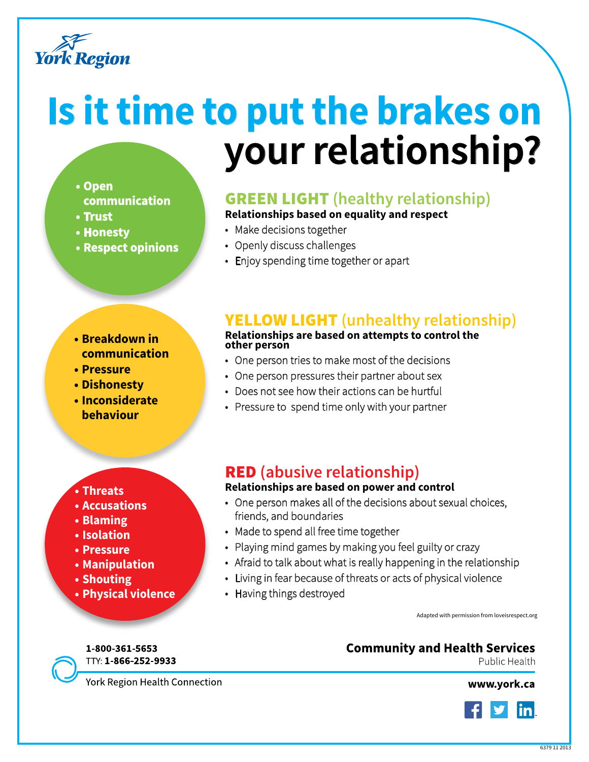York Region

# Is it time to put the brakes on your relationship?

- Open communication
- Trust
- Honesty
- Respect opinions

## GREEN LIGHT (healthy relationship)

**Relationships based on equality and respect**

- Make decisions together
- Openly discuss challenges
- Enjoy spending time together or apart

- Breakdown in communication
- Pressure
- Dishonesty
- Inconsiderate behaviour

## YELLOW LIGHT (unhealthy relationship)

**Relationships are based on attempts to control the other person**

- One person tries to make most of the decisions
- One person pressures their partner about sex
- Does not see how their actions can be hurtful
- Pressure to spend time only with your partner

- Threats
- Accusations
- Blaming
- Isolation
- Pressure
- Manipulation
- Shouting
- Physical violence

## RED (abusive relationship)

**Relationships are based on power and control**

- One person makes all of the decisions about sexual choices, friends, and boundaries
- Made to spend all free time together
- Playing mind games by making you feel guilty or crazy
- Afraid to talk about what is really happening in the relationship
- Living in fear because of threats or acts of physical violence
- Having things destroyed

Adapted with permission from loveisrespect.org

**1-800-361-5653**
TTY: **1-866-252-9933**
York Region Health Connection

**Community and Health Services**
Public Health

**www.york.ca**

6379 11 2013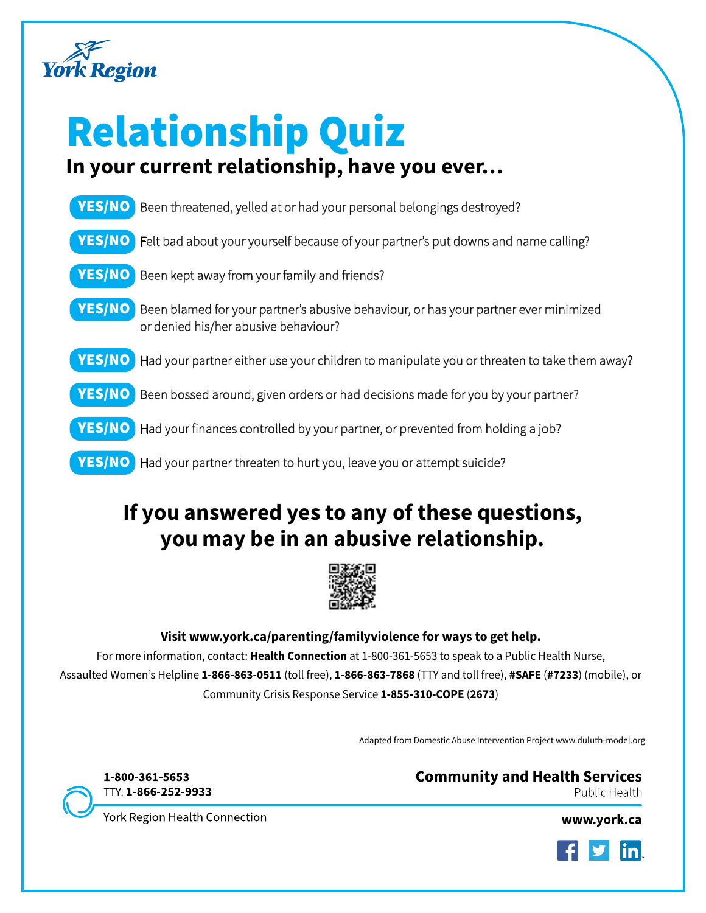York Region

# Relationship Quiz

## In your current relationship, have you ever...

- **YES/NO** Been threatened, yelled at or had your personal belongings destroyed?
- **YES/NO** Felt bad about your yourself because of your partner's put downs and name calling?
- **YES/NO** Been kept away from your family and friends?
- **YES/NO** Been blamed for your partner's abusive behaviour, or has your partner ever minimized or denied his/her abusive behaviour?
- **YES/NO** Had your partner either use your children to manipulate you or threaten to take them away?
- **YES/NO** Been bossed around, given orders or had decisions made for you by your partner?
- **YES/NO** Had your finances controlled by your partner, or prevented from holding a job?
- **YES/NO** Had your partner threaten to hurt you, leave you or attempt suicide?

## If you answered yes to any of these questions, you may be in an abusive relationship.

**Visit www.york.ca/parenting/familyviolence for ways to get help.**

For more information, contact: **Health Connection** at 1-800-361-5653 to speak to a Public Health Nurse, Assaulted Women's Helpline **1-866-863-0511** (toll free), **1-866-863-7868** (TTY and toll free), **#SAFE** (**#7233**) (mobile), or Community Crisis Response Service **1-855-310-COPE** (**2673**)

Adapted from Domestic Abuse Intervention Project www.duluth-model.org

**1-800-361-5653**
TTY: **1-866-252-9933**
York Region Health Connection

**Community and Health Services**
Public Health

**www.york.ca**